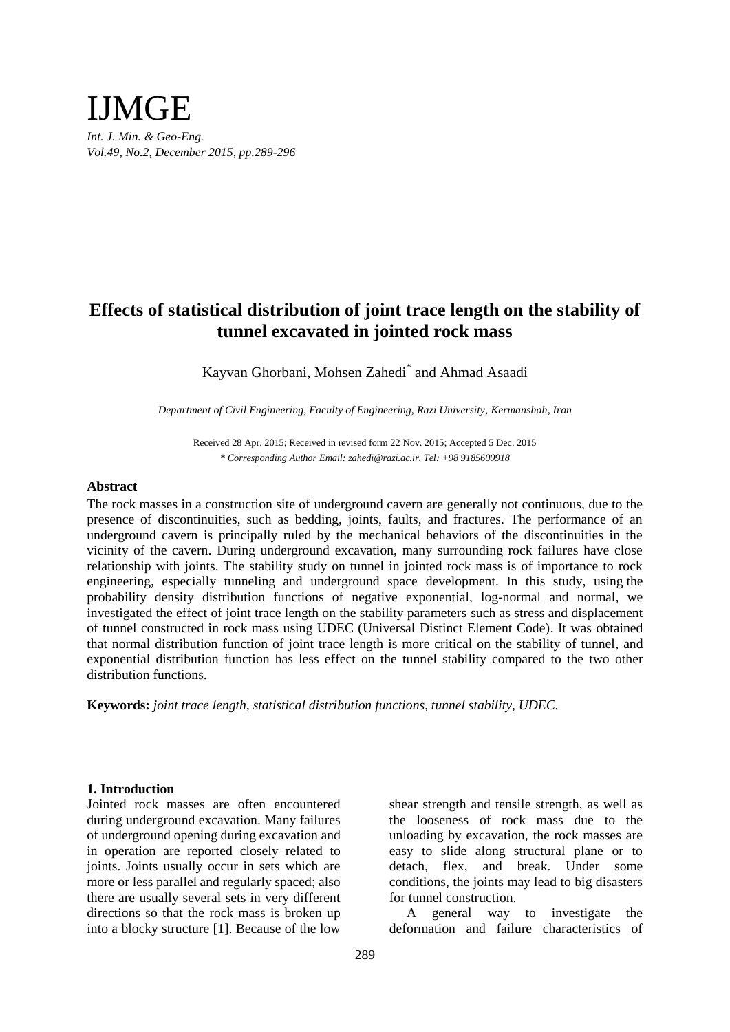# IJMGE

*Int. J. Min. & Geo-Eng.*
*Vol.49, No.2, December 2015, pp.289-296*

## Effects of statistical distribution of joint trace length on the stability of tunnel excavated in jointed rock mass

Kayvan Ghorbani, Mohsen Zahedi* and Ahmad Asaadi

*Department of Civil Engineering, Faculty of Engineering, Razi University, Kermanshah, Iran*

Received 28 Apr. 2015; Received in revised form 22 Nov. 2015; Accepted 5 Dec. 2015
*\* Corresponding Author Email: zahedi@razi.ac.ir, Tel: +98 9185600918*

### Abstract

The rock masses in a construction site of underground cavern are generally not continuous, due to the presence of discontinuities, such as bedding, joints, faults, and fractures. The performance of an underground cavern is principally ruled by the mechanical behaviors of the discontinuities in the vicinity of the cavern. During underground excavation, many surrounding rock failures have close relationship with joints. The stability study on tunnel in jointed rock mass is of importance to rock engineering, especially tunneling and underground space development. In this study, using the probability density distribution functions of negative exponential, log-normal and normal, we investigated the effect of joint trace length on the stability parameters such as stress and displacement of tunnel constructed in rock mass using UDEC (Universal Distinct Element Code). It was obtained that normal distribution function of joint trace length is more critical on the stability of tunnel, and exponential distribution function has less effect on the tunnel stability compared to the two other distribution functions.

**Keywords:** *joint trace length, statistical distribution functions, tunnel stability, UDEC.*

### 1. Introduction

Jointed rock masses are often encountered during underground excavation. Many failures of underground opening during excavation and in operation are reported closely related to joints. Joints usually occur in sets which are more or less parallel and regularly spaced; also there are usually several sets in very different directions so that the rock mass is broken up into a blocky structure [1]. Because of the low shear strength and tensile strength, as well as the looseness of rock mass due to the unloading by excavation, the rock masses are easy to slide along structural plane or to detach, flex, and break. Under some conditions, the joints may lead to big disasters for tunnel construction.

A general way to investigate the deformation and failure characteristics of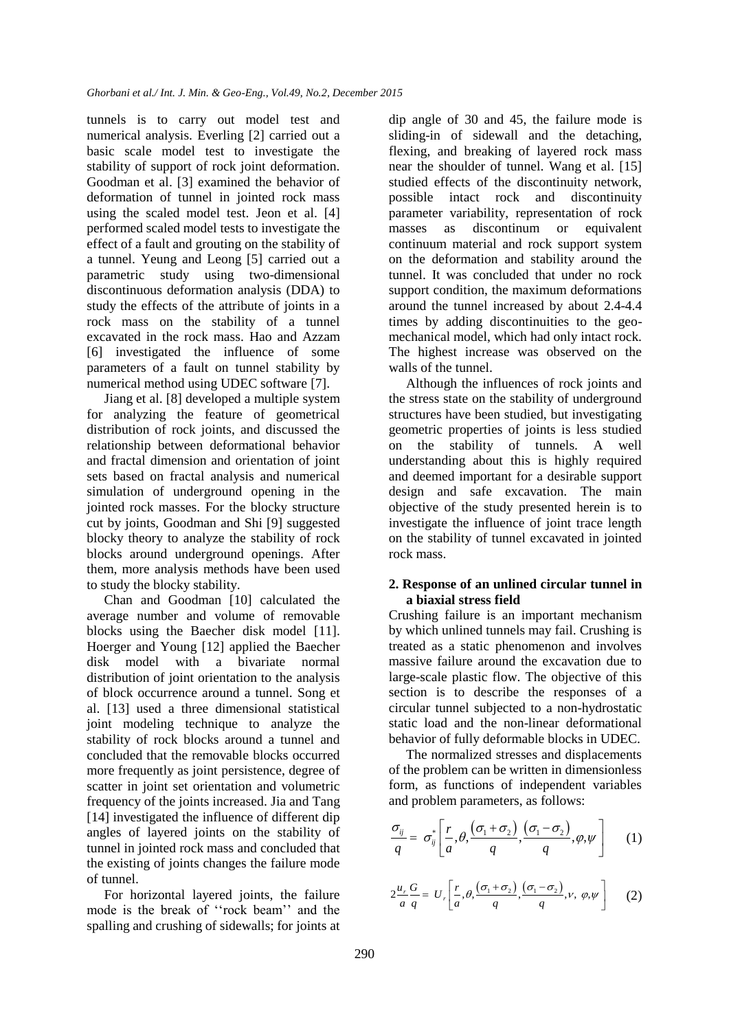tunnels is to carry out model test and numerical analysis. Everling [2] carried out a basic scale model test to investigate the stability of support of rock joint deformation. Goodman et al. [3] examined the behavior of deformation of tunnel in jointed rock mass using the scaled model test. Jeon et al. [4] performed scaled model tests to investigate the effect of a fault and grouting on the stability of a tunnel. Yeung and Leong [5] carried out a parametric study using two-dimensional discontinuous deformation analysis (DDA) to study the effects of the attribute of joints in a rock mass on the stability of a tunnel excavated in the rock mass. Hao and Azzam [6] investigated the influence of some parameters of a fault on tunnel stability by numerical method using UDEC software [7].

Jiang et al. [8] developed a multiple system for analyzing the feature of geometrical distribution of rock joints, and discussed the relationship between deformational behavior and fractal dimension and orientation of joint sets based on fractal analysis and numerical simulation of underground opening in the jointed rock masses. For the blocky structure cut by joints, Goodman and Shi [9] suggested blocky theory to analyze the stability of rock blocks around underground openings. After them, more analysis methods have been used to study the blocky stability.

Chan and Goodman [10] calculated the average number and volume of removable blocks using the Baecher disk model [11]. Hoerger and Young [12] applied the Baecher disk model with a bivariate normal distribution of joint orientation to the analysis of block occurrence around a tunnel. Song et al. [13] used a three dimensional statistical joint modeling technique to analyze the stability of rock blocks around a tunnel and concluded that the removable blocks occurred more frequently as joint persistence, degree of scatter in joint set orientation and volumetric frequency of the joints increased. Jia and Tang [14] investigated the influence of different dip angles of layered joints on the stability of tunnel in jointed rock mass and concluded that the existing of joints changes the failure mode of tunnel.

For horizontal layered joints, the failure mode is the break of ''rock beam'' and the spalling and crushing of sidewalls; for joints at dip angle of 30 and 45, the failure mode is sliding-in of sidewall and the detaching, flexing, and breaking of layered rock mass near the shoulder of tunnel. Wang et al. [15] studied effects of the discontinuity network, possible intact rock and discontinuity parameter variability, representation of rock masses as discontinuum or equivalent continuum material and rock support system on the deformation and stability around the tunnel. It was concluded that under no rock support condition, the maximum deformations around the tunnel increased by about 2.4-4.4 times by adding discontinuities to the geo-mechanical model, which had only intact rock. The highest increase was observed on the walls of the tunnel.

Although the influences of rock joints and the stress state on the stability of underground structures have been studied, but investigating geometric properties of joints is less studied on the stability of tunnels. A well understanding about this is highly required and deemed important for a desirable support design and safe excavation. The main objective of the study presented herein is to investigate the influence of joint trace length on the stability of tunnel excavated in jointed rock mass.

## 2. Response of an unlined circular tunnel in a biaxial stress field

Crushing failure is an important mechanism by which unlined tunnels may fail. Crushing is treated as a static phenomenon and involves massive failure around the excavation due to large-scale plastic flow. The objective of this section is to describe the responses of a circular tunnel subjected to a non-hydrostatic static load and the non-linear deformational behavior of fully deformable blocks in UDEC.

The normalized stresses and displacements of the problem can be written in dimensionless form, as functions of independent variables and problem parameters, as follows:

$$\frac{\sigma_{ij}}{q} = \sigma_{ij}^{*}\left[\frac{r}{a},\theta,\frac{(\sigma_1+\sigma_2)}{q},\frac{(\sigma_1-\sigma_2)}{q},\varphi,\psi\right] \quad (1)$$

$$2\frac{u_r}{a}\frac{G}{q} = U_r\left[\frac{r}{a},\theta,\frac{(\sigma_1+\sigma_2)}{q},\frac{(\sigma_1-\sigma_2)}{q},\nu,\ \varphi,\psi\right] \quad (2)$$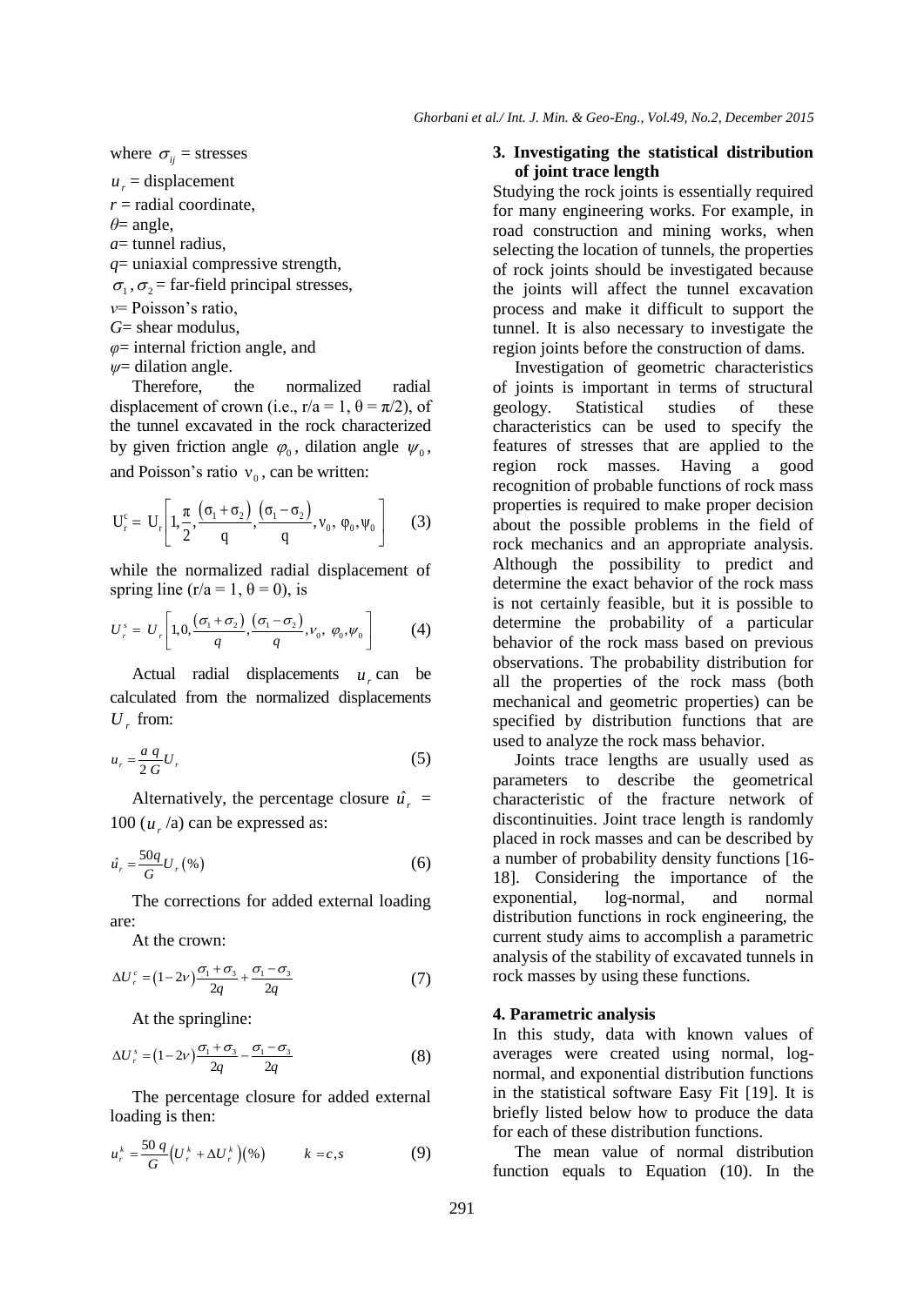where $\sigma_{ij}$ = stresses

$u_r$ = displacement

$r$ = radial coordinate,

$\theta$= angle,

$a$= tunnel radius,

$q$= uniaxial compressive strength,

$\sigma_1, \sigma_2$ = far-field principal stresses,

$v$= Poisson's ratio,

$G$= shear modulus,

$\varphi$= internal friction angle, and

$\psi$= dilation angle.

Therefore, the normalized radial displacement of crown (i.e., r/a = 1, θ = π/2), of the tunnel excavated in the rock characterized by given friction angle $\varphi_0$, dilation angle $\psi_0$, and Poisson's ratio $\nu_0$, can be written:

$$U_r^c = U_r\left[1, \frac{\pi}{2}, \frac{(\sigma_1+\sigma_2)}{q}, \frac{(\sigma_1-\sigma_2)}{q}, \nu_0, \varphi_0, \psi_0\right] \quad (3)$$

while the normalized radial displacement of spring line (r/a = 1, θ = 0), is

$$U_r^s = U_r\left[1, 0, \frac{(\sigma_1+\sigma_2)}{q}, \frac{(\sigma_1-\sigma_2)}{q}, \nu_0, \varphi_0, \psi_0\right] \quad (4)$$

Actual radial displacements $u_r$ can be calculated from the normalized displacements $U_r$ from:

$$u_r = \frac{a\,q}{2\,G}U_r \quad (5)$$

Alternatively, the percentage closure $\hat{u}_r$ = 100 ($u_r$ /a) can be expressed as:

$$\hat{u}_r = \frac{50q}{G}U_r\,(\%) \quad (6)$$

The corrections for added external loading are:

At the crown:

$$\Delta U_r^c = (1-2\nu)\frac{\sigma_1+\sigma_3}{2q} + \frac{\sigma_1-\sigma_3}{2q} \quad (7)$$

At the springline:

$$\Delta U_r^s = (1-2\nu)\frac{\sigma_1+\sigma_3}{2q} - \frac{\sigma_1-\sigma_3}{2q} \quad (8)$$

The percentage closure for added external loading is then:

$$u_r^k = \frac{50\,q}{G}\left(U_r^k + \Delta U_r^k\right)(\%) \qquad k = c, s \quad (9)$$

## 3. Investigating the statistical distribution of joint trace length

Studying the rock joints is essentially required for many engineering works. For example, in road construction and mining works, when selecting the location of tunnels, the properties of rock joints should be investigated because the joints will affect the tunnel excavation process and make it difficult to support the tunnel. It is also necessary to investigate the region joints before the construction of dams.

Investigation of geometric characteristics of joints is important in terms of structural geology. Statistical studies of these characteristics can be used to specify the features of stresses that are applied to the region rock masses. Having a good recognition of probable functions of rock mass properties is required to make proper decision about the possible problems in the field of rock mechanics and an appropriate analysis. Although the possibility to predict and determine the exact behavior of the rock mass is not certainly feasible, but it is possible to determine the probability of a particular behavior of the rock mass based on previous observations. The probability distribution for all the properties of the rock mass (both mechanical and geometric properties) can be specified by distribution functions that are used to analyze the rock mass behavior.

Joints trace lengths are usually used as parameters to describe the geometrical characteristic of the fracture network of discontinuities. Joint trace length is randomly placed in rock masses and can be described by a number of probability density functions [16-18]. Considering the importance of the exponential, log-normal, and normal distribution functions in rock engineering, the current study aims to accomplish a parametric analysis of the stability of excavated tunnels in rock masses by using these functions.

## 4. Parametric analysis

In this study, data with known values of averages were created using normal, log-normal, and exponential distribution functions in the statistical software Easy Fit [19]. It is briefly listed below how to produce the data for each of these distribution functions.

The mean value of normal distribution function equals to Equation (10). In the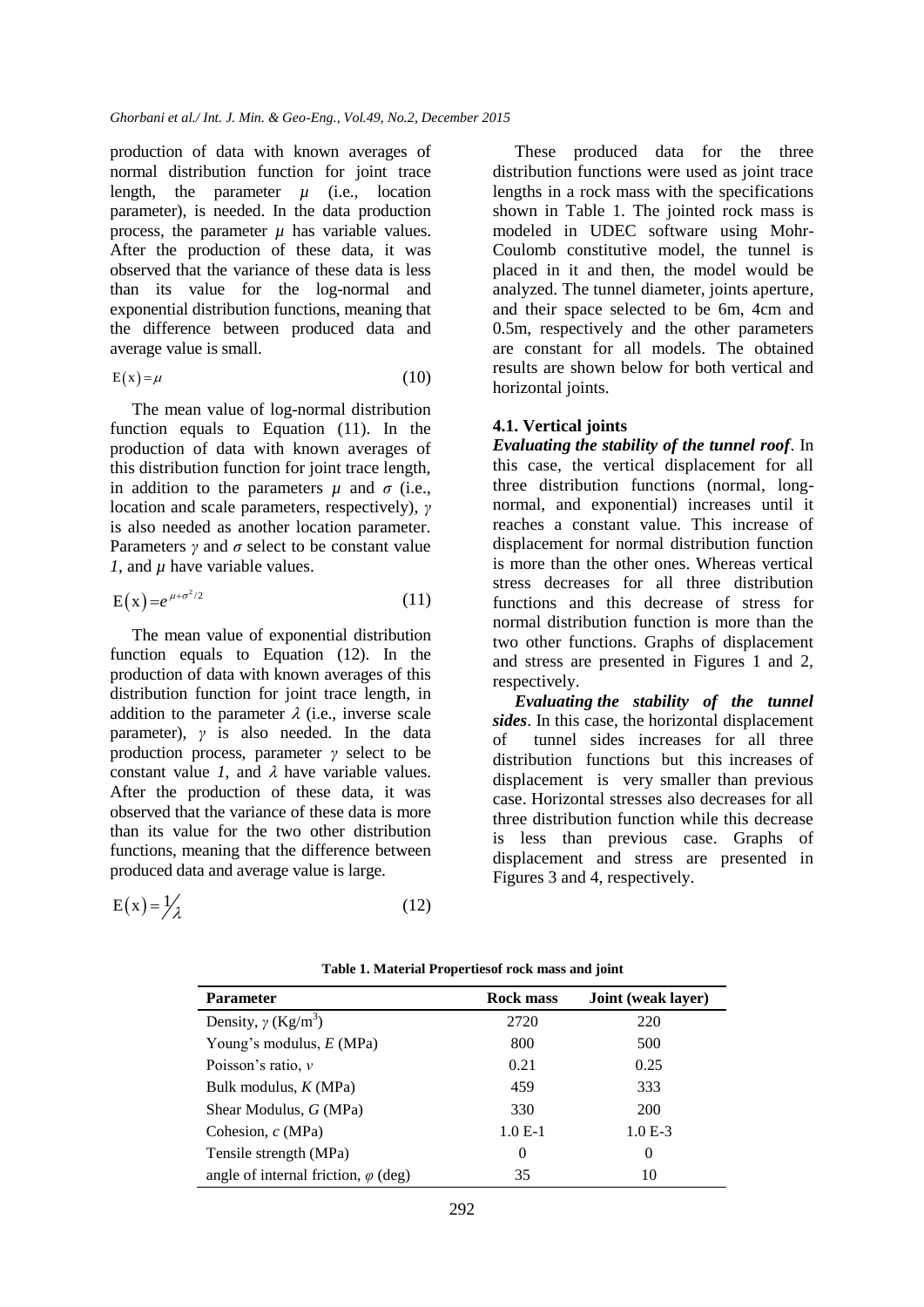production of data with known averages of normal distribution function for joint trace length, the parameter $\mu$ (i.e., location parameter), is needed. In the data production process, the parameter $\mu$ has variable values. After the production of these data, it was observed that the variance of these data is less than its value for the log-normal and exponential distribution functions, meaning that the difference between produced data and average value is small.

$$\mathrm{E}(\mathrm{x})=\mu \tag{10}$$

The mean value of log-normal distribution function equals to Equation (11). In the production of data with known averages of this distribution function for joint trace length, in addition to the parameters $\mu$ and $\sigma$ (i.e., location and scale parameters, respectively), $\gamma$ is also needed as another location parameter. Parameters $\gamma$ and $\sigma$ select to be constant value *1*, and $\mu$ have variable values.

$$\mathrm{E}(\mathrm{x})=e^{\mu+\sigma^2/2} \tag{11}$$

The mean value of exponential distribution function equals to Equation (12). In the production of data with known averages of this distribution function for joint trace length, in addition to the parameter $\lambda$ (i.e., inverse scale parameter), $\gamma$ is also needed. In the data production process, parameter $\gamma$ select to be constant value *1*, and $\lambda$ have variable values. After the production of these data, it was observed that the variance of these data is more than its value for the two other distribution functions, meaning that the difference between produced data and average value is large.

$$\mathrm{E}(\mathrm{x})=\frac{1}{\lambda} \tag{12}$$

These produced data for the three distribution functions were used as joint trace lengths in a rock mass with the specifications shown in Table 1. The jointed rock mass is modeled in UDEC software using Mohr-Coulomb constitutive model, the tunnel is placed in it and then, the model would be analyzed. The tunnel diameter, joints aperture, and their space selected to be 6m, 4cm and 0.5m, respectively and the other parameters are constant for all models. The obtained results are shown below for both vertical and horizontal joints.

### 4.1. Vertical joints

***Evaluating the stability of the tunnel roof***. In this case, the vertical displacement for all three distribution functions (normal, long-normal, and exponential) increases until it reaches a constant value. This increase of displacement for normal distribution function is more than the other ones. Whereas vertical stress decreases for all three distribution functions and this decrease of stress for normal distribution function is more than the two other functions. Graphs of displacement and stress are presented in Figures 1 and 2, respectively.

***Evaluating the stability of the tunnel sides***. In this case, the horizontal displacement of tunnel sides increases for all three distribution functions but this increases of displacement is very smaller than previous case. Horizontal stresses also decreases for all three distribution function while this decrease is less than previous case. Graphs of displacement and stress are presented in Figures 3 and 4, respectively.

**Table 1. Material Propertiesof rock mass and joint**

| Parameter | Rock mass | Joint (weak layer) |
|---|---|---|
| Density, $\gamma$ (Kg/m$^3$) | 2720 | 220 |
| Young's modulus, *E* (MPa) | 800 | 500 |
| Poisson's ratio, *v* | 0.21 | 0.25 |
| Bulk modulus, *K* (MPa) | 459 | 333 |
| Shear Modulus, *G* (MPa) | 330 | 200 |
| Cohesion, *c* (MPa) | 1.0 E-1 | 1.0 E-3 |
| Tensile strength (MPa) | 0 | 0 |
| angle of internal friction, $\varphi$ (deg) | 35 | 10 |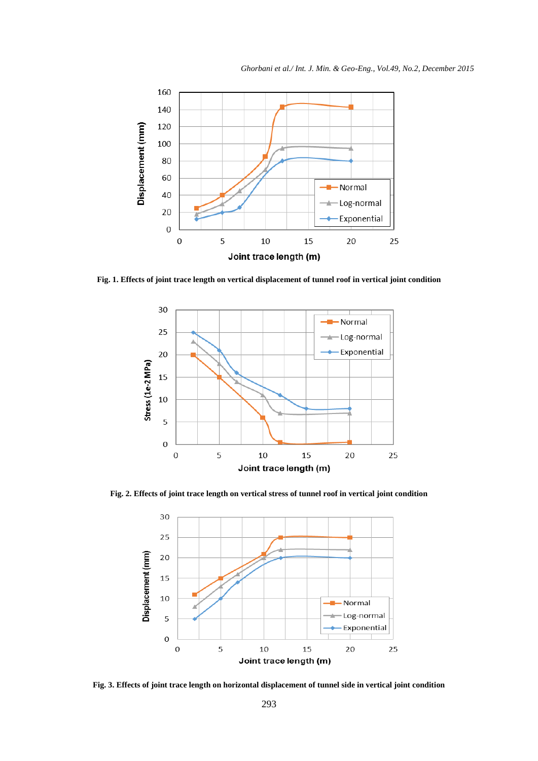Fig. 1. Effects of joint trace length on vertical displacement of tunnel roof in vertical joint condition

Fig. 2. Effects of joint trace length on vertical stress of tunnel roof in vertical joint condition

Fig. 3. Effects of joint trace length on horizontal displacement of tunnel side in vertical joint condition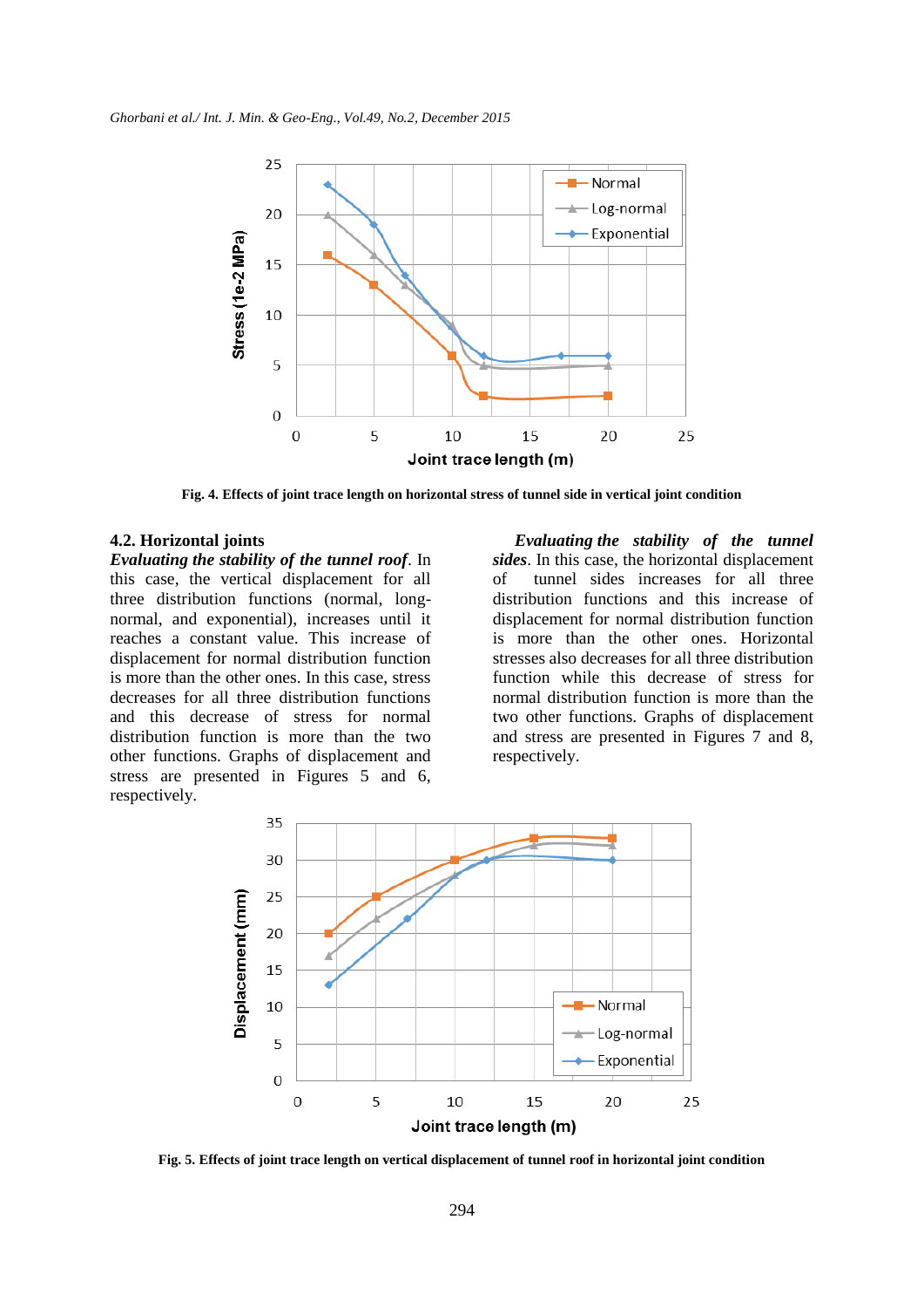Fig. 4. Effects of joint trace length on horizontal stress of tunnel side in vertical joint condition

### 4.2. Horizontal joints

***Evaluating the stability of the tunnel roof***. In this case, the vertical displacement for all three distribution functions (normal, long-normal, and exponential), increases until it reaches a constant value. This increase of displacement for normal distribution function is more than the other ones. In this case, stress decreases for all three distribution functions and this decrease of stress for normal distribution function is more than the two other functions. Graphs of displacement and stress are presented in Figures 5 and 6, respectively.

***Evaluating the stability of the tunnel sides***. In this case, the horizontal displacement of tunnel sides increases for all three distribution functions and this increase of displacement for normal distribution function is more than the other ones. Horizontal stresses also decreases for all three distribution function while this decrease of stress for normal distribution function is more than the two other functions. Graphs of displacement and stress are presented in Figures 7 and 8, respectively.

Fig. 5. Effects of joint trace length on vertical displacement of tunnel roof in horizontal joint condition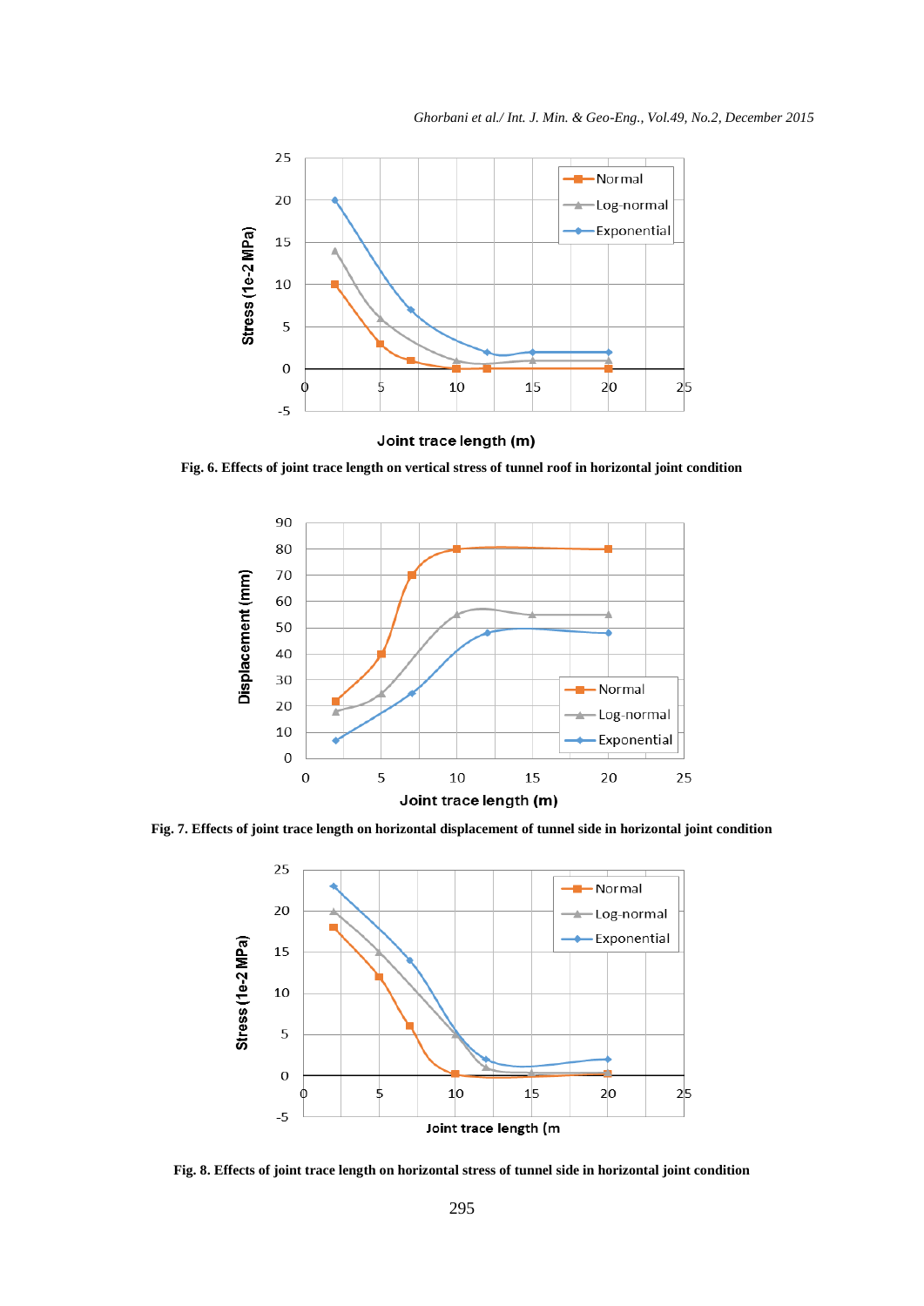Fig. 6. Effects of joint trace length on vertical stress of tunnel roof in horizontal joint condition

Fig. 7. Effects of joint trace length on horizontal displacement of tunnel side in horizontal joint condition

Fig. 8. Effects of joint trace length on horizontal stress of tunnel side in horizontal joint condition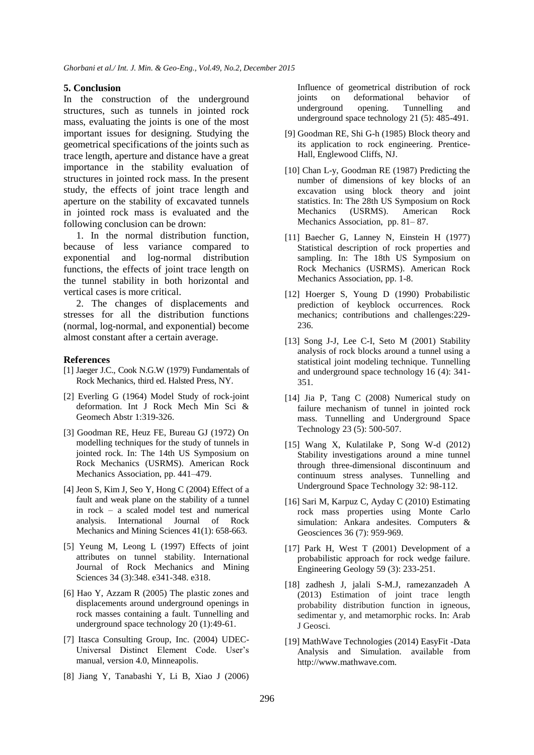## 5. Conclusion

In the construction of the underground structures, such as tunnels in jointed rock mass, evaluating the joints is one of the most important issues for designing. Studying the geometrical specifications of the joints such as trace length, aperture and distance have a great importance in the stability evaluation of structures in jointed rock mass. In the present study, the effects of joint trace length and aperture on the stability of excavated tunnels in jointed rock mass is evaluated and the following conclusion can be drown:

1. In the normal distribution function, because of less variance compared to exponential and log-normal distribution functions, the effects of joint trace length on the tunnel stability in both horizontal and vertical cases is more critical.

2. The changes of displacements and stresses for all the distribution functions (normal, log-normal, and exponential) become almost constant after a certain average.

## References

[1] Jaeger J.C., Cook N.G.W (1979) Fundamentals of Rock Mechanics, third ed. Halsted Press, NY.

[2] Everling G (1964) Model Study of rock-joint deformation. Int J Rock Mech Min Sci & Geomech Abstr 1:319-326.

[3] Goodman RE, Heuz FE, Bureau GJ (1972) On modelling techniques for the study of tunnels in jointed rock. In: The 14th US Symposium on Rock Mechanics (USRMS). American Rock Mechanics Association, pp. 441–479.

[4] Jeon S, Kim J, Seo Y, Hong C (2004) Effect of a fault and weak plane on the stability of a tunnel in rock – a scaled model test and numerical analysis. International Journal of Rock Mechanics and Mining Sciences 41(1): 658-663.

[5] Yeung M, Leong L (1997) Effects of joint attributes on tunnel stability. International Journal of Rock Mechanics and Mining Sciences 34 (3):348. e341-348. e318.

[6] Hao Y, Azzam R (2005) The plastic zones and displacements around underground openings in rock masses containing a fault. Tunnelling and underground space technology 20 (1):49-61.

[7] Itasca Consulting Group, Inc. (2004) UDEC-Universal Distinct Element Code. User's manual, version 4.0, Minneapolis.

[8] Jiang Y, Tanabashi Y, Li B, Xiao J (2006) Influence of geometrical distribution of rock joints on deformational behavior of underground opening. Tunnelling and underground space technology 21 (5): 485-491.

[9] Goodman RE, Shi G-h (1985) Block theory and its application to rock engineering. Prentice-Hall, Englewood Cliffs, NJ.

[10] Chan L-y, Goodman RE (1987) Predicting the number of dimensions of key blocks of an excavation using block theory and joint statistics. In: The 28th US Symposium on Rock Mechanics (USRMS). American Rock Mechanics Association, pp. 81– 87.

[11] Baecher G, Lanney N, Einstein H (1977) Statistical description of rock properties and sampling. In: The 18th US Symposium on Rock Mechanics (USRMS). American Rock Mechanics Association, pp. 1-8.

[12] Hoerger S, Young D (1990) Probabilistic prediction of keyblock occurrences. Rock mechanics; contributions and challenges:229-236.

[13] Song J-J, Lee C-I, Seto M (2001) Stability analysis of rock blocks around a tunnel using a statistical joint modeling technique. Tunnelling and underground space technology 16 (4): 341-351.

[14] Jia P, Tang C (2008) Numerical study on failure mechanism of tunnel in jointed rock mass. Tunnelling and Underground Space Technology 23 (5): 500-507.

[15] Wang X, Kulatilake P, Song W-d (2012) Stability investigations around a mine tunnel through three-dimensional discontinuum and continuum stress analyses. Tunnelling and Underground Space Technology 32: 98-112.

[16] Sari M, Karpuz C, Ayday C (2010) Estimating rock mass properties using Monte Carlo simulation: Ankara andesites. Computers & Geosciences 36 (7): 959-969.

[17] Park H, West T (2001) Development of a probabilistic approach for rock wedge failure. Engineering Geology 59 (3): 233-251.

[18] zadhesh J, jalali S-M.J, ramezanzadeh A (2013) Estimation of joint trace length probability distribution function in igneous, sedimentar y, and metamorphic rocks. In: Arab J Geosci.

[19] MathWave Technologies (2014) EasyFit -Data Analysis and Simulation. available from http://www.mathwave.com.